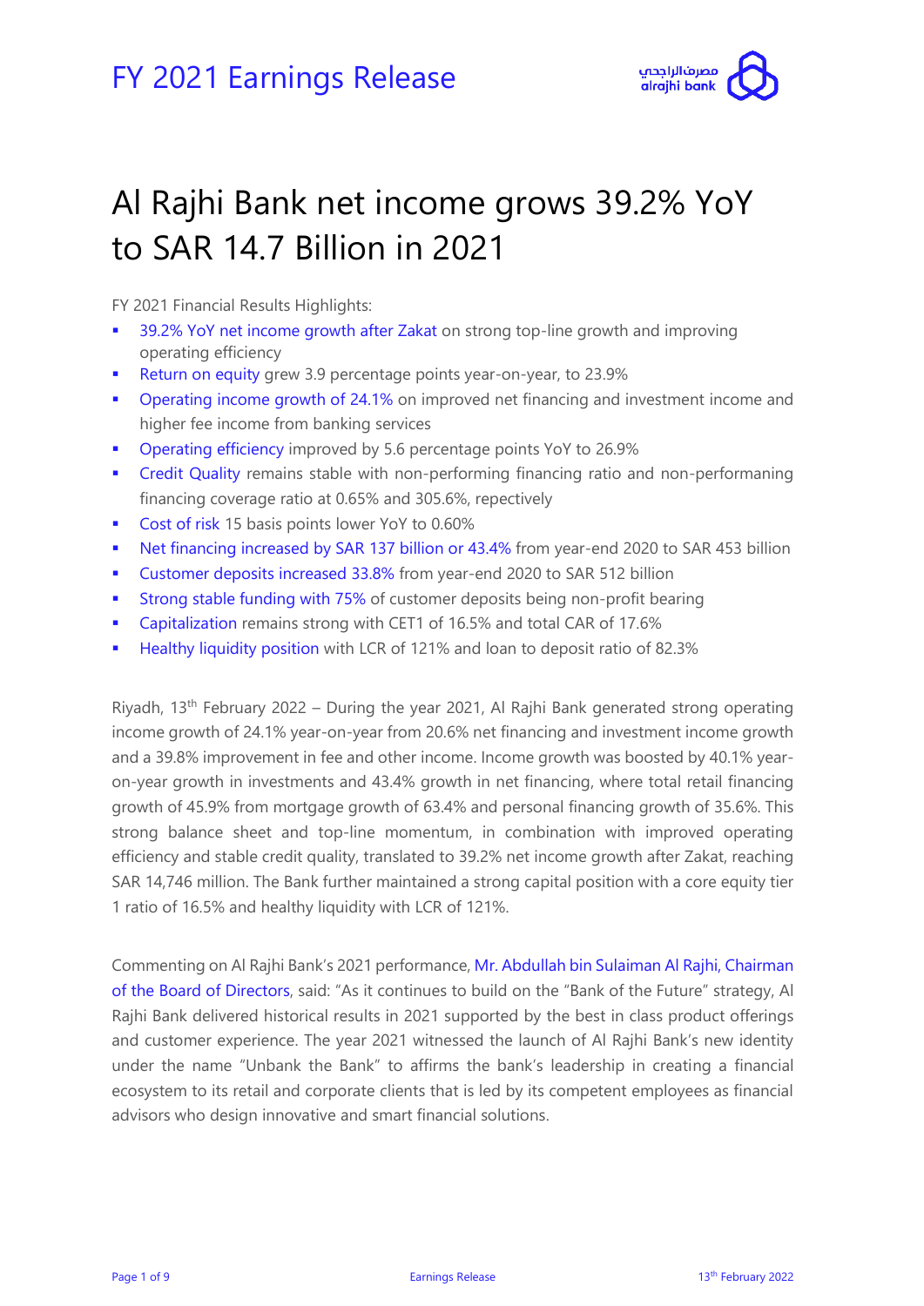# FY 2021 Earnings Release

## Al Rajhi Bank net income grows 39.2% YoY to SAR 14.7 Billion in 2021

FY 2021 Financial Results Highlights:

- 39.2% YoY net income growth after Zakat on strong top-line growth and improving operating efficiency
- Return on equity grew 3.9 percentage points year-on-year, to 23.9%
- Operating income growth of 24.1% on improved net financing and investment income and higher fee income from banking services
- Operating efficiency improved by 5.6 percentage points YoY to 26.9%
- Credit Quality remains stable with non-performing financing ratio and non-performaning financing coverage ratio at 0.65% and 305.6%, repectively
- Cost of risk 15 basis points lower YoY to 0.60%
- Net financing increased by SAR 137 billion or 43.4% from year-end 2020 to SAR 453 billion
- Customer deposits increased 33.8% from year-end 2020 to SAR 512 billion
- Strong stable funding with 75% of customer deposits being non-profit bearing
- Capitalization remains strong with CET1 of 16.5% and total CAR of 17.6%
- Healthy liquidity position with LCR of 121% and loan to deposit ratio of 82.3%

Riyadh, 13th February 2022 – During the year 2021, Al Rajhi Bank generated strong operating income growth of 24.1% year-on-year from 20.6% net financing and investment income growth and a 39.8% improvement in fee and other income. Income growth was boosted by 40.1% year-on-year growth in investments and 43.4% growth in net financing, where total retail financing growth of 45.9% from mortgage growth of 63.4% and personal financing growth of 35.6%. This strong balance sheet and top-line momentum, in combination with improved operating efficiency and stable credit quality, translated to 39.2% net income growth after Zakat, reaching SAR 14,746 million. The Bank further maintained a strong capital position with a core equity tier 1 ratio of 16.5% and healthy liquidity with LCR of 121%.

Commenting on Al Rajhi Bank's 2021 performance, Mr. Abdullah bin Sulaiman Al Rajhi, Chairman of the Board of Directors, said: "As it continues to build on the "Bank of the Future" strategy, Al Rajhi Bank delivered historical results in 2021 supported by the best in class product offerings and customer experience. The year 2021 witnessed the launch of Al Rajhi Bank's new identity under the name "Unbank the Bank" to affirms the bank's leadership in creating a financial ecosystem to its retail and corporate clients that is led by its competent employees as financial advisors who design innovative and smart financial solutions.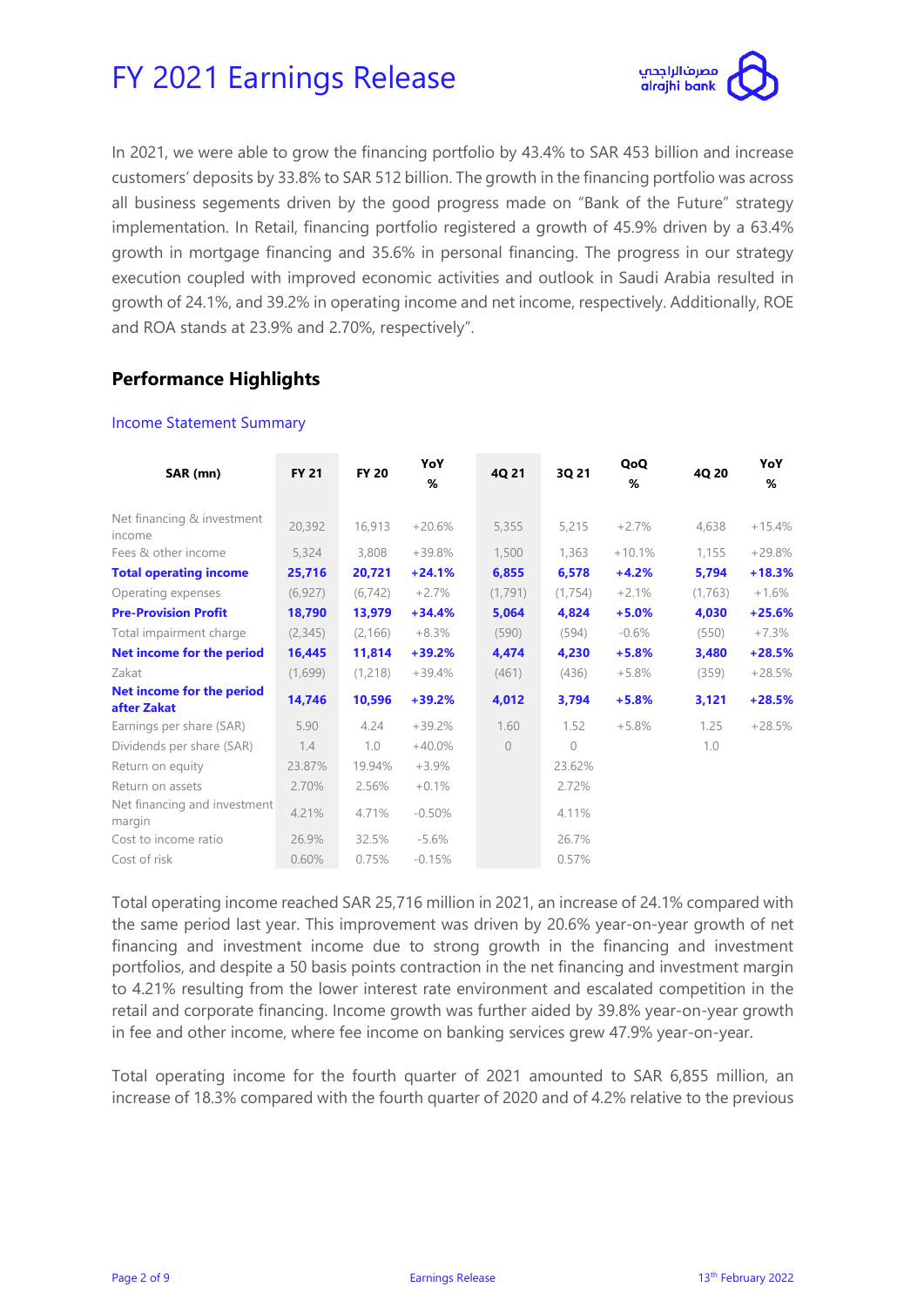# FY 2021 Earnings Release

In 2021, we were able to grow the financing portfolio by 43.4% to SAR 453 billion and increase customers' deposits by 33.8% to SAR 512 billion. The growth in the financing portfolio was across all business segements driven by the good progress made on "Bank of the Future" strategy implementation. In Retail, financing portfolio registered a growth of 45.9% driven by a 63.4% growth in mortgage financing and 35.6% in personal financing. The progress in our strategy execution coupled with improved economic activities and outlook in Saudi Arabia resulted in growth of 24.1%, and 39.2% in operating income and net income, respectively. Additionally, ROE and ROA stands at 23.9% and 2.70%, respectively".

## Performance Highlights

### Income Statement Summary

| SAR (mn) | FY 21 | FY 20 | YoY % | 4Q 21 | 3Q 21 | QoQ % | 4Q 20 | YoY % |
|---|---|---|---|---|---|---|---|---|
| Net financing & investment income | 20,392 | 16,913 | +20.6% | 5,355 | 5,215 | +2.7% | 4,638 | +15.4% |
| Fees & other income | 5,324 | 3,808 | +39.8% | 1,500 | 1,363 | +10.1% | 1,155 | +29.8% |
| **Total operating income** | **25,716** | **20,721** | **+24.1%** | **6,855** | **6,578** | **+4.2%** | **5,794** | **+18.3%** |
| Operating expenses | (6,927) | (6,742) | +2.7% | (1,791) | (1,754) | +2.1% | (1,763) | +1.6% |
| **Pre-Provision Profit** | **18,790** | **13,979** | **+34.4%** | **5,064** | **4,824** | **+5.0%** | **4,030** | **+25.6%** |
| Total impairment charge | (2,345) | (2,166) | +8.3% | (590) | (594) | -0.6% | (550) | +7.3% |
| **Net income for the period** | **16,445** | **11,814** | **+39.2%** | **4,474** | **4,230** | **+5.8%** | **3,480** | **+28.5%** |
| Zakat | (1,699) | (1,218) | +39.4% | (461) | (436) | +5.8% | (359) | +28.5% |
| **Net income for the period after Zakat** | **14,746** | **10,596** | **+39.2%** | **4,012** | **3,794** | **+5.8%** | **3,121** | **+28.5%** |
| Earnings per share (SAR) | 5.90 | 4.24 | +39.2% | 1.60 | 1.52 | +5.8% | 1.25 | +28.5% |
| Dividends per share (SAR) | 1.4 | 1.0 | +40.0% | 0 | 0 | | 1.0 | |
| Return on equity | 23.87% | 19.94% | +3.9% | | 23.62% | | | |
| Return on assets | 2.70% | 2.56% | +0.1% | | 2.72% | | | |
| Net financing and investment margin | 4.21% | 4.71% | -0.50% | | 4.11% | | | |
| Cost to income ratio | 26.9% | 32.5% | -5.6% | | 26.7% | | | |
| Cost of risk | 0.60% | 0.75% | -0.15% | | 0.57% | | | |

Total operating income reached SAR 25,716 million in 2021, an increase of 24.1% compared with the same period last year. This improvement was driven by 20.6% year-on-year growth of net financing and investment income due to strong growth in the financing and investment portfolios, and despite a 50 basis points contraction in the net financing and investment margin to 4.21% resulting from the lower interest rate environment and escalated competition in the retail and corporate financing. Income growth was further aided by 39.8% year-on-year growth in fee and other income, where fee income on banking services grew 47.9% year-on-year.

Total operating income for the fourth quarter of 2021 amounted to SAR 6,855 million, an increase of 18.3% compared with the fourth quarter of 2020 and of 4.2% relative to the previous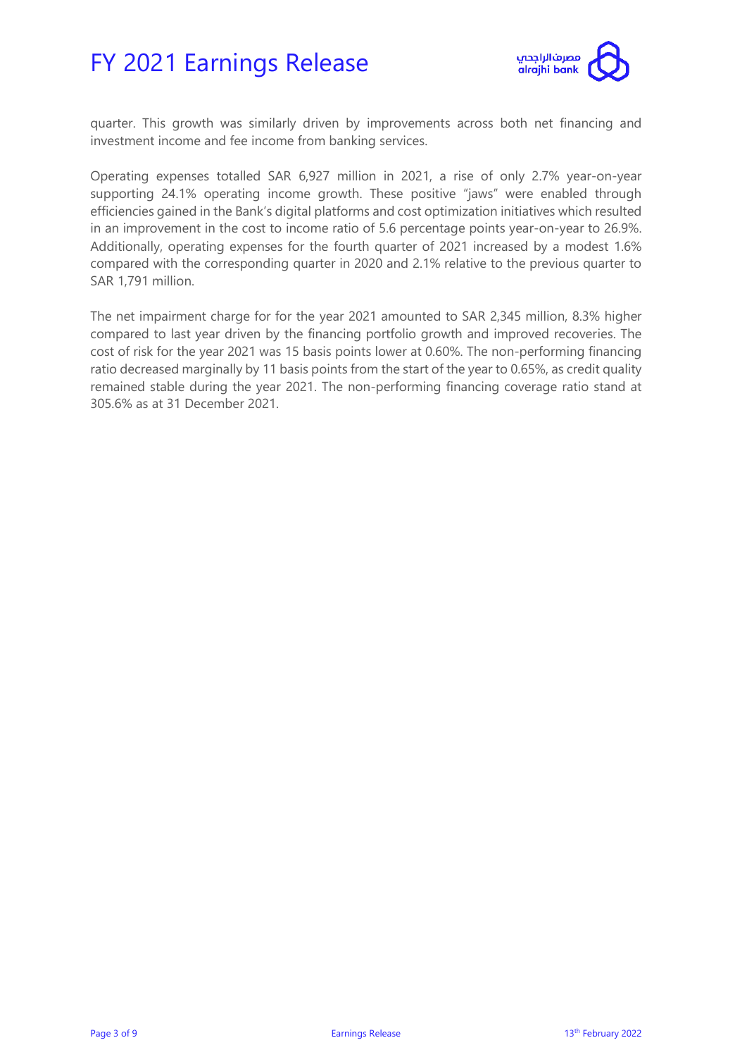quarter. This growth was similarly driven by improvements across both net financing and investment income and fee income from banking services.

Operating expenses totalled SAR 6,927 million in 2021, a rise of only 2.7% year-on-year supporting 24.1% operating income growth. These positive "jaws" were enabled through efficiencies gained in the Bank's digital platforms and cost optimization initiatives which resulted in an improvement in the cost to income ratio of 5.6 percentage points year-on-year to 26.9%. Additionally, operating expenses for the fourth quarter of 2021 increased by a modest 1.6% compared with the corresponding quarter in 2020 and 2.1% relative to the previous quarter to SAR 1,791 million.

The net impairment charge for for the year 2021 amounted to SAR 2,345 million, 8.3% higher compared to last year driven by the financing portfolio growth and improved recoveries. The cost of risk for the year 2021 was 15 basis points lower at 0.60%. The non-performing financing ratio decreased marginally by 11 basis points from the start of the year to 0.65%, as credit quality remained stable during the year 2021. The non-performing financing coverage ratio stand at 305.6% as at 31 December 2021.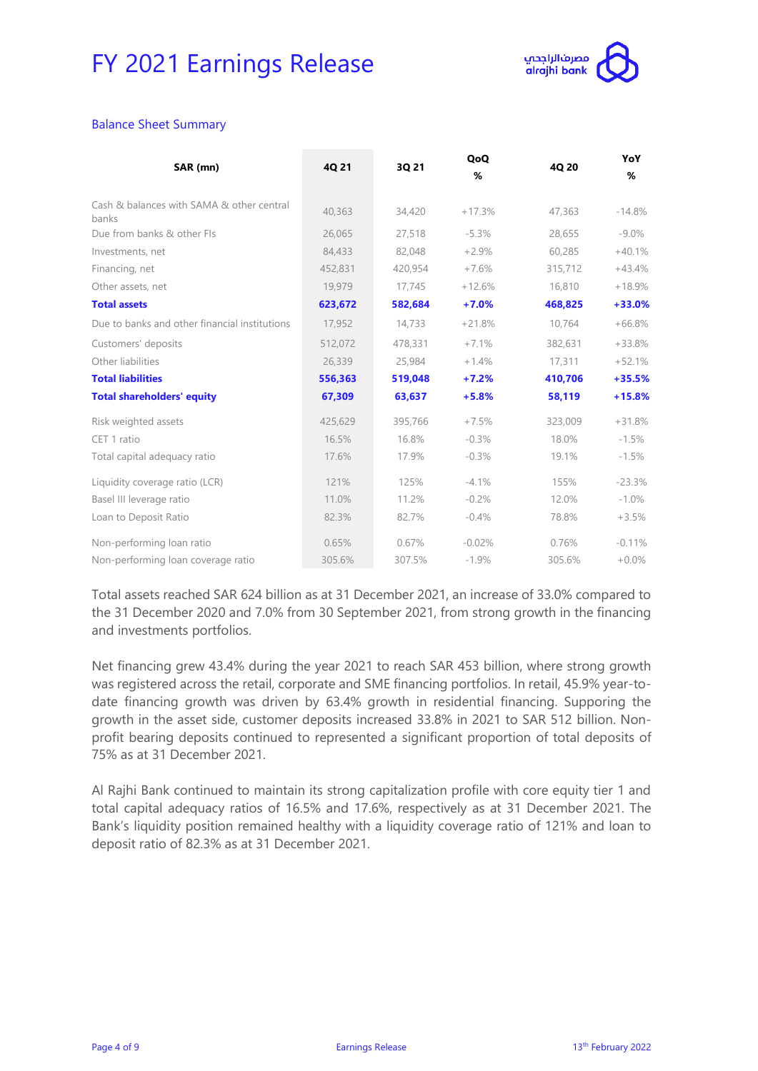# FY 2021 Earnings Release

## Balance Sheet Summary

| SAR (mn) | 4Q 21 | 3Q 21 | QoQ % | 4Q 20 | YoY % |
|---|---|---|---|---|---|
| Cash & balances with SAMA & other central banks | 40,363 | 34,420 | +17.3% | 47,363 | -14.8% |
| Due from banks & other FIs | 26,065 | 27,518 | -5.3% | 28,655 | -9.0% |
| Investments, net | 84,433 | 82,048 | +2.9% | 60,285 | +40.1% |
| Financing, net | 452,831 | 420,954 | +7.6% | 315,712 | +43.4% |
| Other assets, net | 19,979 | 17,745 | +12.6% | 16,810 | +18.9% |
| **Total assets** | **623,672** | **582,684** | **+7.0%** | **468,825** | **+33.0%** |
| Due to banks and other financial institutions | 17,952 | 14,733 | +21.8% | 10,764 | +66.8% |
| Customers' deposits | 512,072 | 478,331 | +7.1% | 382,631 | +33.8% |
| Other liabilities | 26,339 | 25,984 | +1.4% | 17,311 | +52.1% |
| **Total liabilities** | **556,363** | **519,048** | **+7.2%** | **410,706** | **+35.5%** |
| **Total shareholders' equity** | **67,309** | **63,637** | **+5.8%** | **58,119** | **+15.8%** |
| Risk weighted assets | 425,629 | 395,766 | +7.5% | 323,009 | +31.8% |
| CET 1 ratio | 16.5% | 16.8% | -0.3% | 18.0% | -1.5% |
| Total capital adequacy ratio | 17.6% | 17.9% | -0.3% | 19.1% | -1.5% |
| Liquidity coverage ratio (LCR) | 121% | 125% | -4.1% | 155% | -23.3% |
| Basel III leverage ratio | 11.0% | 11.2% | -0.2% | 12.0% | -1.0% |
| Loan to Deposit Ratio | 82.3% | 82.7% | -0.4% | 78.8% | +3.5% |
| Non-performing loan ratio | 0.65% | 0.67% | -0.02% | 0.76% | -0.11% |
| Non-performing loan coverage ratio | 305.6% | 307.5% | -1.9% | 305.6% | +0.0% |

Total assets reached SAR 624 billion as at 31 December 2021, an increase of 33.0% compared to the 31 December 2020 and 7.0% from 30 September 2021, from strong growth in the financing and investments portfolios.

Net financing grew 43.4% during the year 2021 to reach SAR 453 billion, where strong growth was registered across the retail, corporate and SME financing portfolios. In retail, 45.9% year-to-date financing growth was driven by 63.4% growth in residential financing. Supporing the growth in the asset side, customer deposits increased 33.8% in 2021 to SAR 512 billion. Non-profit bearing deposits continued to represented a significant proportion of total deposits of 75% as at 31 December 2021.

Al Rajhi Bank continued to maintain its strong capitalization profile with core equity tier 1 and total capital adequacy ratios of 16.5% and 17.6%, respectively as at 31 December 2021. The Bank's liquidity position remained healthy with a liquidity coverage ratio of 121% and loan to deposit ratio of 82.3% as at 31 December 2021.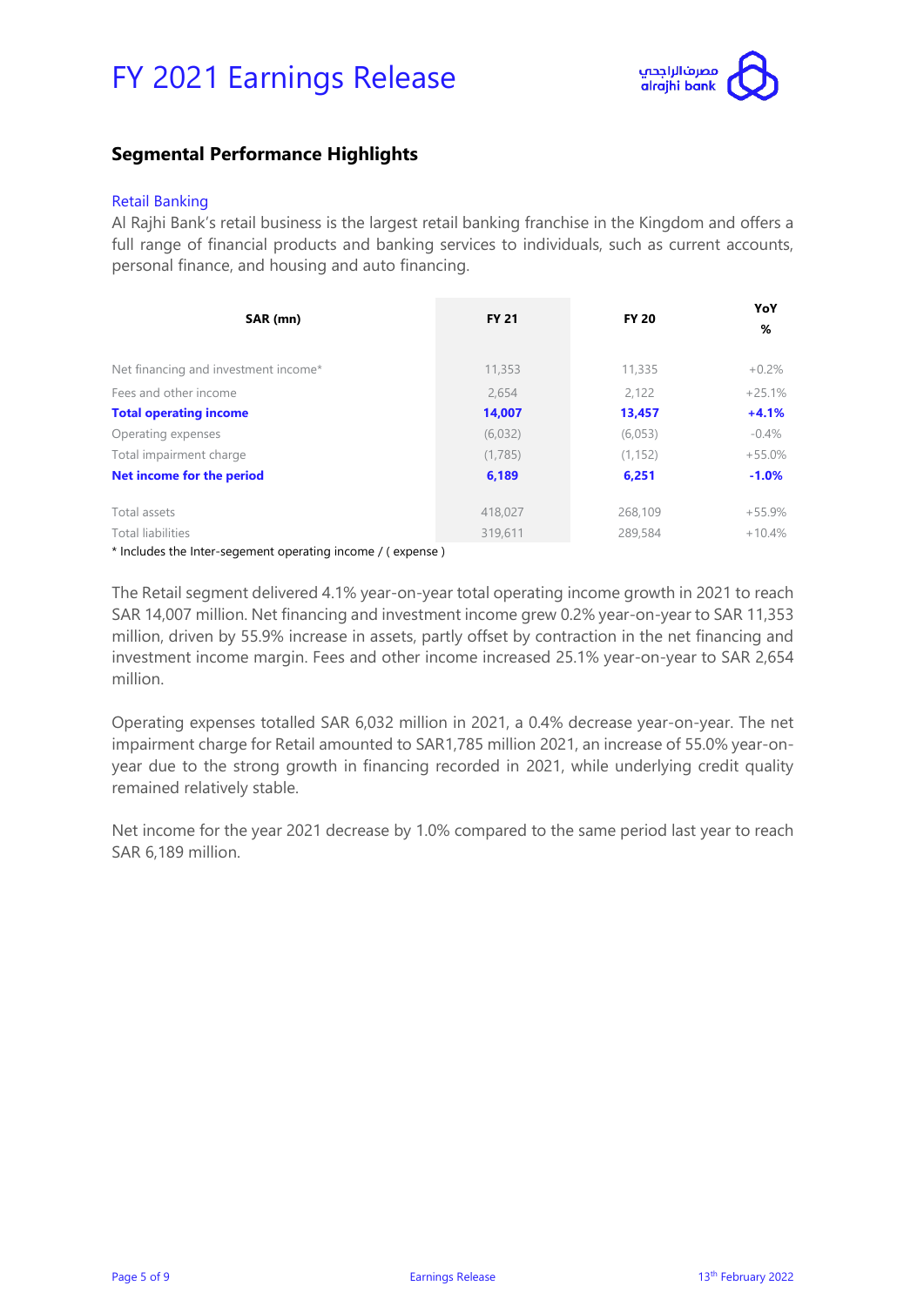## Segmental Performance Highlights

### Retail Banking

Al Rajhi Bank's retail business is the largest retail banking franchise in the Kingdom and offers a full range of financial products and banking services to individuals, such as current accounts, personal finance, and housing and auto financing.

| SAR (mn) | FY 21 | FY 20 | YoY % |
|---|---|---|---|
| Net financing and investment income* | 11,353 | 11,335 | +0.2% |
| Fees and other income | 2,654 | 2,122 | +25.1% |
| **Total operating income** | **14,007** | **13,457** | **+4.1%** |
| Operating expenses | (6,032) | (6,053) | -0.4% |
| Total impairment charge | (1,785) | (1,152) | +55.0% |
| **Net income for the period** | **6,189** | **6,251** | **-1.0%** |
| Total assets | 418,027 | 268,109 | +55.9% |
| Total liabilities | 319,611 | 289,584 | +10.4% |

* Includes the Inter-segement operating income / ( expense )

The Retail segment delivered 4.1% year-on-year total operating income growth in 2021 to reach SAR 14,007 million. Net financing and investment income grew 0.2% year-on-year to SAR 11,353 million, driven by 55.9% increase in assets, partly offset by contraction in the net financing and investment income margin. Fees and other income increased 25.1% year-on-year to SAR 2,654 million.

Operating expenses totalled SAR 6,032 million in 2021, a 0.4% decrease year-on-year. The net impairment charge for Retail amounted to SAR1,785 million 2021, an increase of 55.0% year-on-year due to the strong growth in financing recorded in 2021, while underlying credit quality remained relatively stable.

Net income for the year 2021 decrease by 1.0% compared to the same period last year to reach SAR 6,189 million.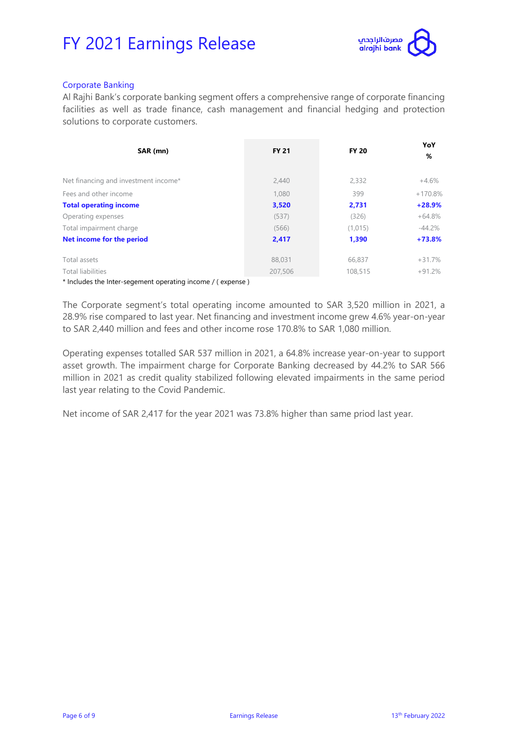# FY 2021 Earnings Release

## Corporate Banking

Al Rajhi Bank's corporate banking segment offers a comprehensive range of corporate financing facilities as well as trade finance, cash management and financial hedging and protection solutions to corporate customers.

| SAR (mn) | FY 21 | FY 20 | YoY % |
|---|---|---|---|
| Net financing and investment income* | 2,440 | 2,332 | +4.6% |
| Fees and other income | 1,080 | 399 | +170.8% |
| **Total operating income** | **3,520** | **2,731** | **+28.9%** |
| Operating expenses | (537) | (326) | +64.8% |
| Total impairment charge | (566) | (1,015) | -44.2% |
| **Net income for the period** | **2,417** | **1,390** | **+73.8%** |
| Total assets | 88,031 | 66,837 | +31.7% |
| Total liabilities | 207,506 | 108,515 | +91.2% |

* Includes the Inter-segement operating income / ( expense )

The Corporate segment's total operating income amounted to SAR 3,520 million in 2021, a 28.9% rise compared to last year. Net financing and investment income grew 4.6% year-on-year to SAR 2,440 million and fees and other income rose 170.8% to SAR 1,080 million.

Operating expenses totalled SAR 537 million in 2021, a 64.8% increase year-on-year to support asset growth. The impairment charge for Corporate Banking decreased by 44.2% to SAR 566 million in 2021 as credit quality stabilized following elevated impairments in the same period last year relating to the Covid Pandemic.

Net income of SAR 2,417 for the year 2021 was 73.8% higher than same priod last year.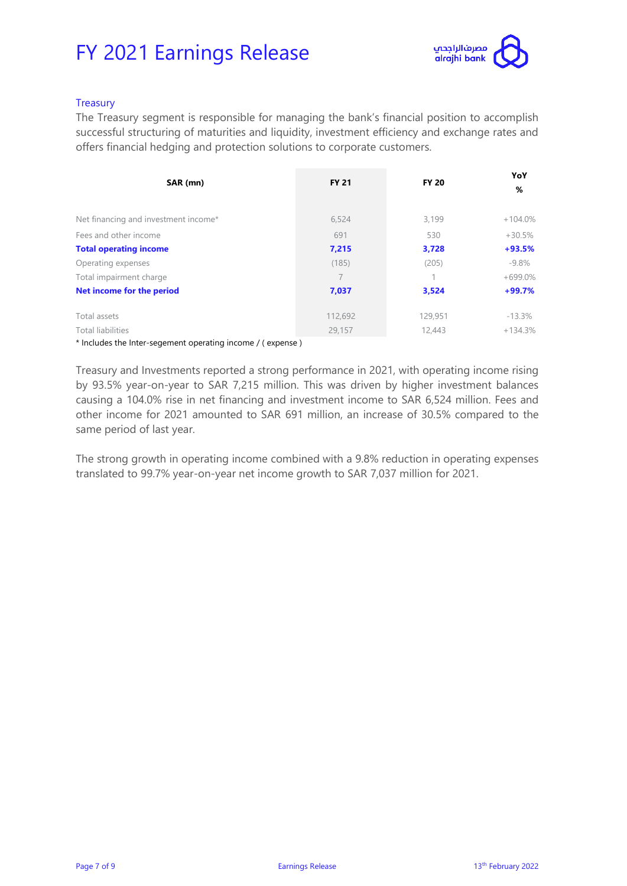## Treasury

The Treasury segment is responsible for managing the bank's financial position to accomplish successful structuring of maturities and liquidity, investment efficiency and exchange rates and offers financial hedging and protection solutions to corporate customers.

| SAR (mn) | FY 21 | FY 20 | YoY % |
|---|---|---|---|
| Net financing and investment income* | 6,524 | 3,199 | +104.0% |
| Fees and other income | 691 | 530 | +30.5% |
| **Total operating income** | **7,215** | **3,728** | **+93.5%** |
| Operating expenses | (185) | (205) | -9.8% |
| Total impairment charge | 7 | 1 | +699.0% |
| **Net income for the period** | **7,037** | **3,524** | **+99.7%** |
| Total assets | 112,692 | 129,951 | -13.3% |
| Total liabilities | 29,157 | 12,443 | +134.3% |

* Includes the Inter-segement operating income / ( expense )

Treasury and Investments reported a strong performance in 2021, with operating income rising by 93.5% year-on-year to SAR 7,215 million. This was driven by higher investment balances causing a 104.0% rise in net financing and investment income to SAR 6,524 million. Fees and other income for 2021 amounted to SAR 691 million, an increase of 30.5% compared to the same period of last year.

The strong growth in operating income combined with a 9.8% reduction in operating expenses translated to 99.7% year-on-year net income growth to SAR 7,037 million for 2021.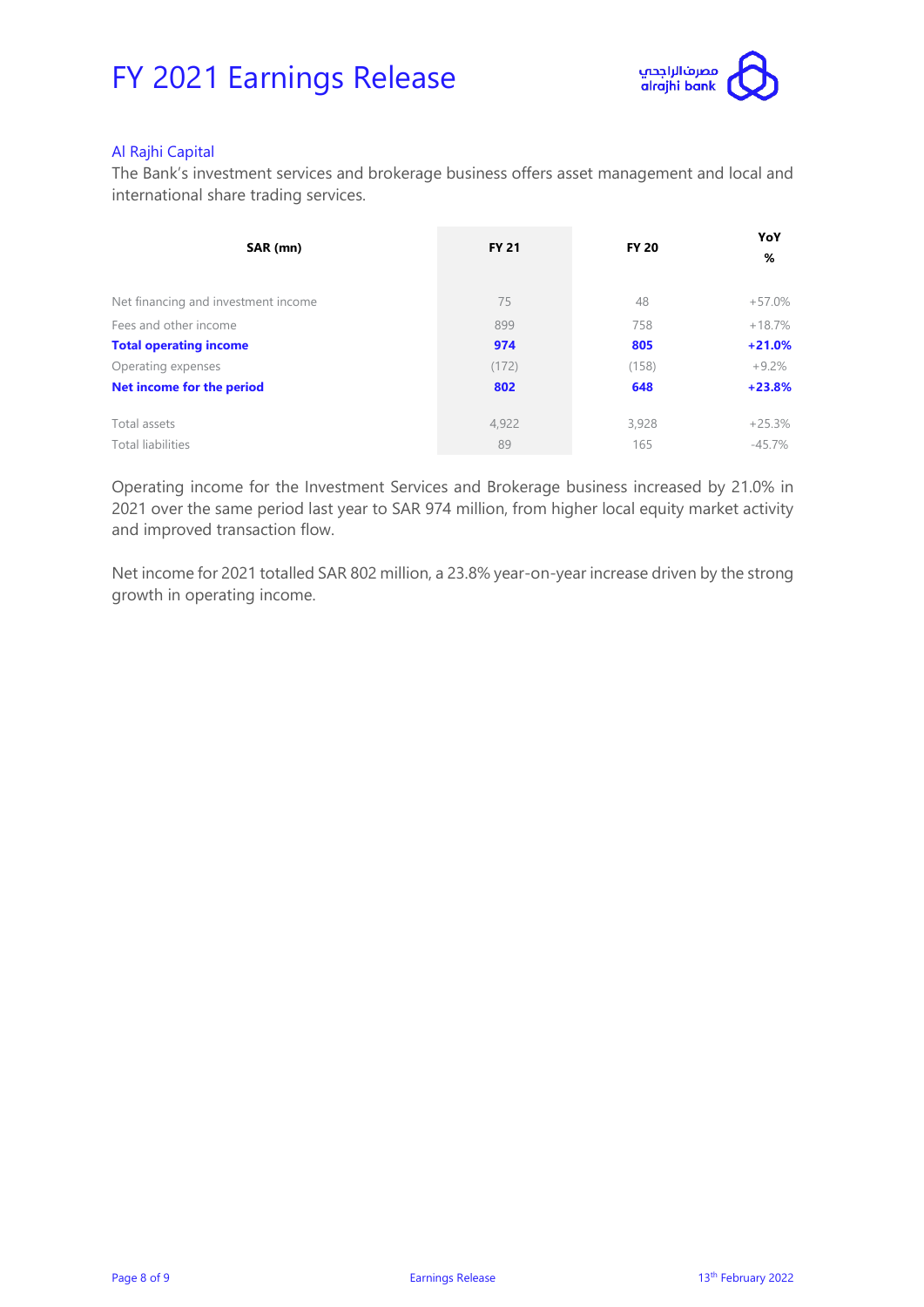### Al Rajhi Capital

The Bank's investment services and brokerage business offers asset management and local and international share trading services.

| SAR (mn) | FY 21 | FY 20 | YoY % |
|---|---|---|---|
| Net financing and investment income | 75 | 48 | +57.0% |
| Fees and other income | 899 | 758 | +18.7% |
| **Total operating income** | **974** | **805** | **+21.0%** |
| Operating expenses | (172) | (158) | +9.2% |
| **Net income for the period** | **802** | **648** | **+23.8%** |
| Total assets | 4,922 | 3,928 | +25.3% |
| Total liabilities | 89 | 165 | -45.7% |

Operating income for the Investment Services and Brokerage business increased by 21.0% in 2021 over the same period last year to SAR 974 million, from higher local equity market activity and improved transaction flow.

Net income for 2021 totalled SAR 802 million, a 23.8% year-on-year increase driven by the strong growth in operating income.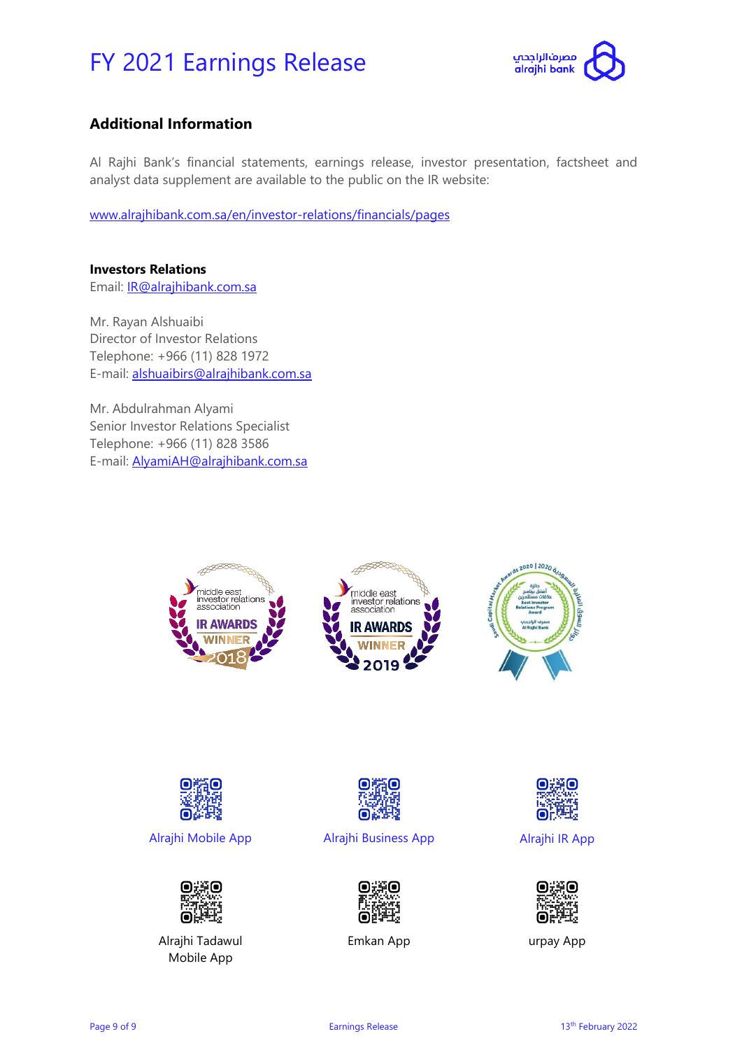## Additional Information

Al Rajhi Bank's financial statements, earnings release, investor presentation, factsheet and analyst data supplement are available to the public on the IR website:

www.alrajhibank.com.sa/en/investor-relations/financials/pages

**Investors Relations**
Email: IR@alrajhibank.com.sa

Mr. Rayan Alshuaibi
Director of Investor Relations
Telephone: +966 (11) 828 1972
E-mail: alshuaibirs@alrajhibank.com.sa

Mr. Abdulrahman Alyami
Senior Investor Relations Specialist
Telephone: +966 (11) 828 3586
E-mail: AlyamiAH@alrajhibank.com.sa

Alrajhi Mobile App

Alrajhi Business App

Alrajhi IR App

Alrajhi Tadawul Mobile App

Emkan App

urpay App